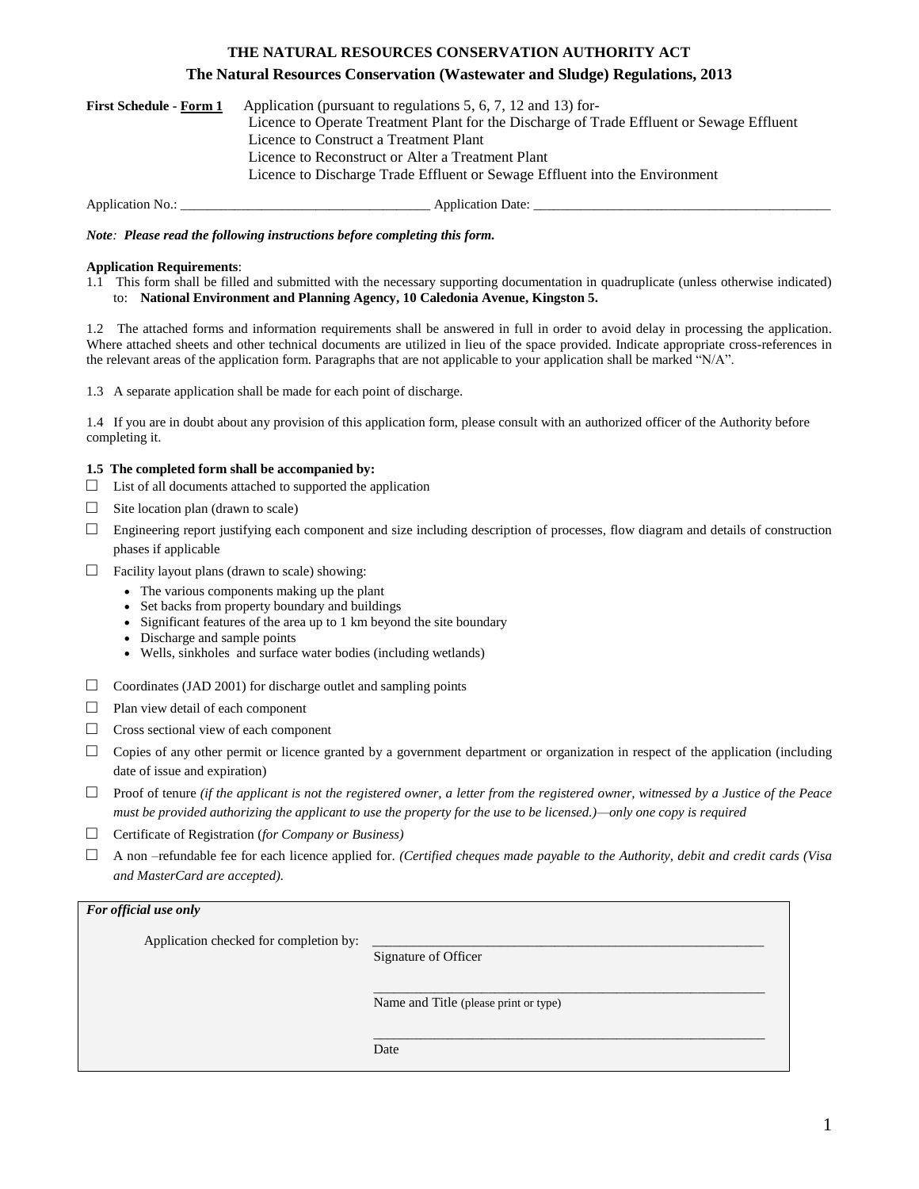**THE NATURAL RESOURCES CONSERVATION AUTHORITY ACT**

**The Natural Resources Conservation (Wastewater and Sludge) Regulations, 2013**

**First Schedule - Form 1** Application (pursuant to regulations 5, 6, 7, 12 and 13) for-
Licence to Operate Treatment Plant for the Discharge of Trade Effluent or Sewage Effluent
Licence to Construct a Treatment Plant
Licence to Reconstruct or Alter a Treatment Plant
Licence to Discharge Trade Effluent or Sewage Effluent into the Environment

Application No.: ___________________________________ Application Date: ___________________________________________

***Note: Please read the following instructions before completing this form.***

**Application Requirements**:

1.1 This form shall be filled and submitted with the necessary supporting documentation in quadruplicate (unless otherwise indicated) to: **National Environment and Planning Agency, 10 Caledonia Avenue, Kingston 5.**

1.2 The attached forms and information requirements shall be answered in full in order to avoid delay in processing the application. Where attached sheets and other technical documents are utilized in lieu of the space provided. Indicate appropriate cross-references in the relevant areas of the application form. Paragraphs that are not applicable to your application shall be marked "N/A".

1.3 A separate application shall be made for each point of discharge.

1.4 If you are in doubt about any provision of this application form, please consult with an authorized officer of the Authority before completing it.

**1.5 The completed form shall be accompanied by:**

☐ List of all documents attached to supported the application

☐ Site location plan (drawn to scale)

☐ Engineering report justifying each component and size including description of processes, flow diagram and details of construction phases if applicable

☐ Facility layout plans (drawn to scale) showing:
- The various components making up the plant
- Set backs from property boundary and buildings
- Significant features of the area up to 1 km beyond the site boundary
- Discharge and sample points
- Wells, sinkholes and surface water bodies (including wetlands)

☐ Coordinates (JAD 2001) for discharge outlet and sampling points

☐ Plan view detail of each component

☐ Cross sectional view of each component

☐ Copies of any other permit or licence granted by a government department or organization in respect of the application (including date of issue and expiration)

☐ Proof of tenure *(if the applicant is not the registered owner, a letter from the registered owner, witnessed by a Justice of the Peace must be provided authorizing the applicant to use the property for the use to be licensed.)—only one copy is required*

☐ Certificate of Registration (*for Company or Business)*

☐ A non –refundable fee for each licence applied for. *(Certified cheques made payable to the Authority, debit and credit cards (Visa and MasterCard are accepted).*

***For official use only***

Application checked for completion by: _________________________________________
Signature of Officer

_________________________________________
Name and Title (please print or type)

_________________________________________
Date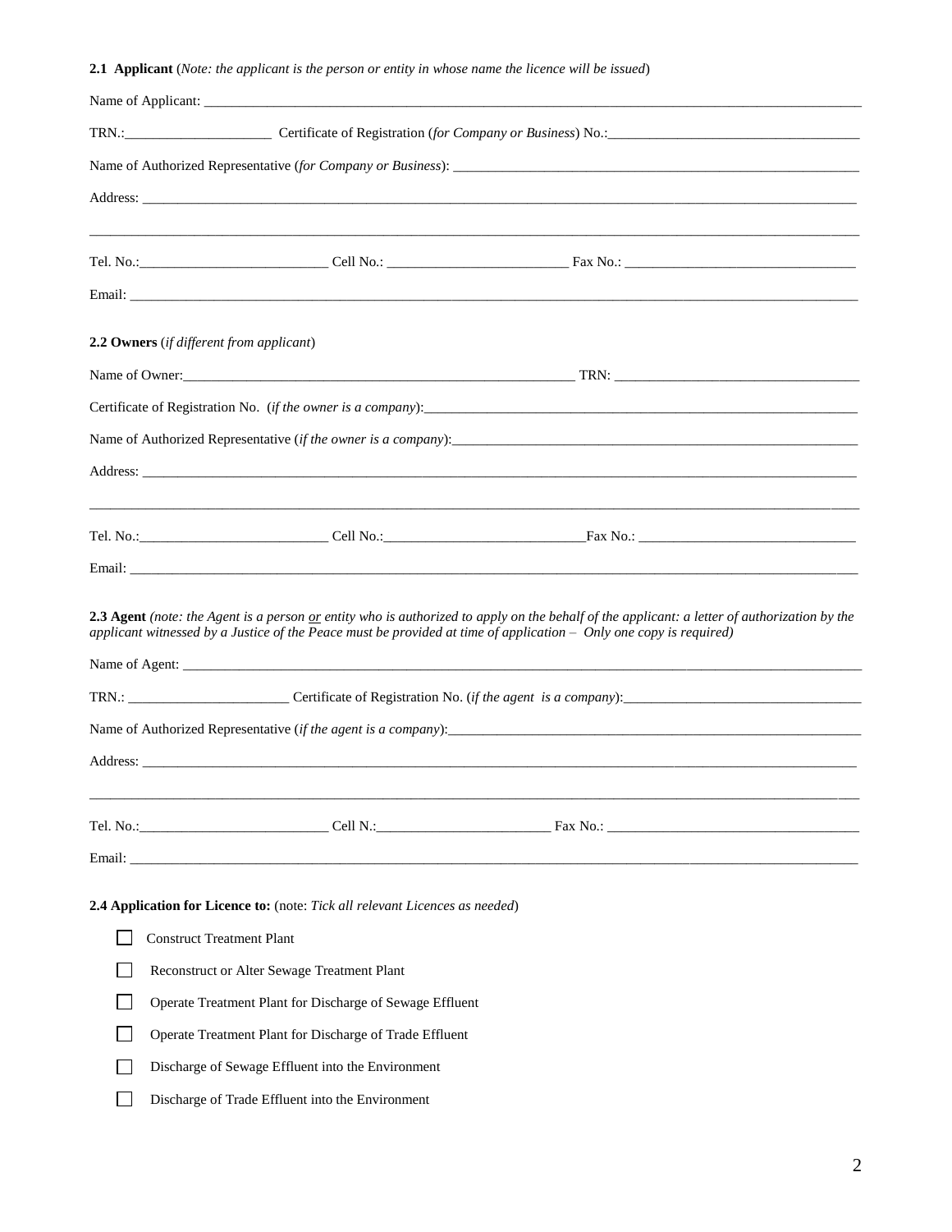**2.1 Applicant** (*Note: the applicant is the person or entity in whose name the licence will be issued*)

Name of Applicant: ______________________________________________________________________________

TRN.:____________________ Certificate of Registration (*for Company or Business*) No.:_________________________________

Name of Authorized Representative (*for Company or Business*): _____________________________________________________

Address: ______________________________________________________________________________________

_____________________________________________________________________________________________

Tel. No.:__________________________ Cell No.: _________________________ Fax No.: ______________________________

Email: ________________________________________________________________________________________

**2.2 Owners** (*if different from applicant*)

Name of Owner:_______________________________________________________ TRN: _________________________________

Certificate of Registration No. (*if the owner is a company*):___________________________________________________________

Name of Authorized Representative (*if the owner is a company*):_______________________________________________________

Address: ______________________________________________________________________________________

_____________________________________________________________________________________________

Tel. No.:__________________________ Cell No.:___________________________Fax No.: ____________________________

Email: ________________________________________________________________________________________

**2.3 Agent** *(note: the Agent is a person or entity who is authorized to apply on the behalf of the applicant: a letter of authorization by the applicant witnessed by a Justice of the Peace must be provided at time of application – Only one copy is required)*

Name of Agent: __________________________________________________________________________________

TRN.: ______________________ Certificate of Registration No. (*if the agent is a company*):______________________________

Name of Authorized Representative (*if the agent is a company*):_________________________________________________________

Address: ______________________________________________________________________________________

_____________________________________________________________________________________________

Tel. No.:__________________________ Cell N.:________________________ Fax No.: _________________________________

Email: ________________________________________________________________________________________

**2.4 Application for Licence to:** (note: *Tick all relevant Licences as needed*)

- ☐ Construct Treatment Plant
- ☐ Reconstruct or Alter Sewage Treatment Plant
- ☐ Operate Treatment Plant for Discharge of Sewage Effluent
- ☐ Operate Treatment Plant for Discharge of Trade Effluent
- ☐ Discharge of Sewage Effluent into the Environment
- ☐ Discharge of Trade Effluent into the Environment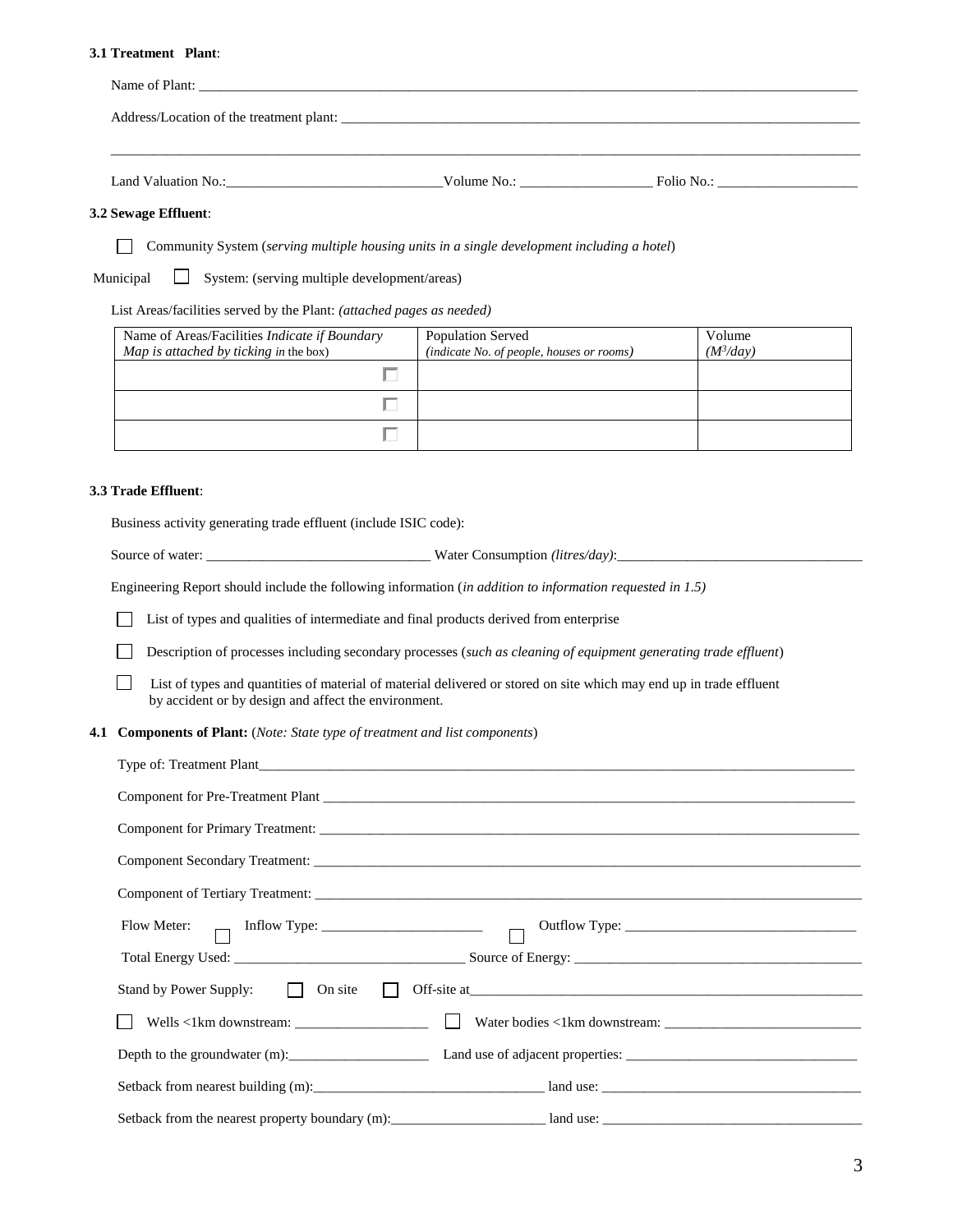**3.1 Treatment Plant**:

Name of Plant: ______________________________________________________________________________

Address/Location of the treatment plant: ______________________________________________________

______________________________________________________________________________________

Land Valuation No.:______________________________Volume No.: __________________ Folio No.: ___________________

**3.2 Sewage Effluent**:

☐ Community System (*serving multiple housing units in a single development including a hotel*)

Municipal ☐ System: (serving multiple development/areas)

List Areas/facilities served by the Plant: *(attached pages as needed)*

| Name of Areas/Facilities *Indicate if Boundary Map is attached by ticking in the box)* | Population Served *(indicate No. of people, houses or rooms)* | Volume *($M^3$/day)* |
|---|---|---|
| ☐ | | |
| ☐ | | |
| ☐ | | |

**3.3 Trade Effluent**:

Business activity generating trade effluent (include ISIC code):

Source of water: _______________________________ Water Consumption *(litres/day)*:_________________________________

Engineering Report should include the following information (*in addition to information requested in 1.5)*

☐ List of types and qualities of intermediate and final products derived from enterprise

☐ Description of processes including secondary processes (*such as cleaning of equipment generating trade effluent*)

☐ List of types and quantities of material of material delivered or stored on site which may end up in trade effluent by accident or by design and affect the environment.

**4.1 Components of Plant:** (*Note: State type of treatment and list components*)

Type of: Treatment Plant______________________________________________________________________________

Component for Pre-Treatment Plant ____________________________________________________________________

Component for Primary Treatment: _____________________________________________________________________

Component Secondary Treatment: ______________________________________________________________________

Component of Tertiary Treatment: _____________________________________________________________________

Flow Meter: ☐ Inflow Type: ______________________ ☐ Outflow Type: _______________________________

Total Energy Used: _______________________________ Source of Energy: ______________________________________

Stand by Power Supply: ☐ On site ☐ Off-site at_____________________________________________________

☐ Wells <1km downstream: __________________ ☐ Water bodies <1km downstream: ___________________________

Depth to the groundwater (m):___________________ Land use of adjacent properties: ________________________________

Setback from nearest building (m):________________________________ land use: ___________________________________

Setback from the nearest property boundary (m):_____________________ land use: ___________________________________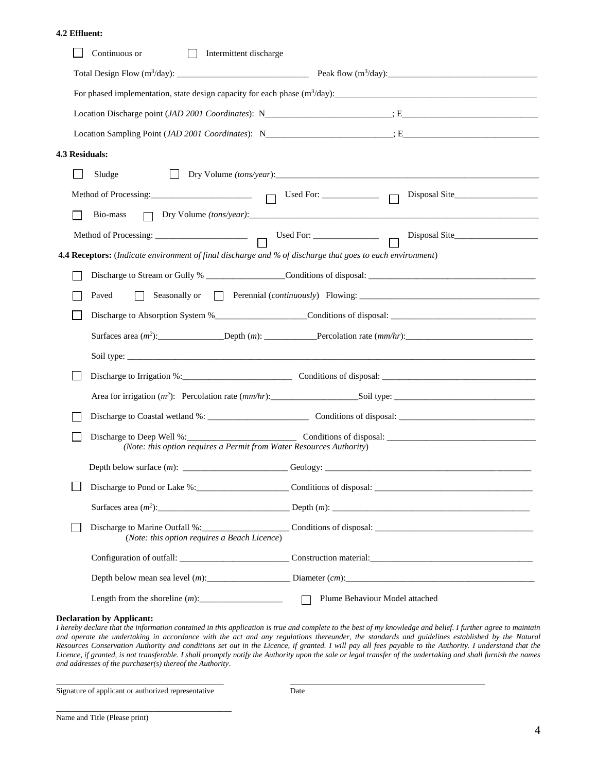**4.2 Effluent:**

☐ Continuous or ☐ Intermittent discharge

Total Design Flow ($m^3$/day): ____________________________ Peak flow ($m^3$/day):________________________________

For phased implementation, state design capacity for each phase ($m^3$/day):_____________________________________________

Location Discharge point (*JAD 2001 Coordinates*): N___________________________; E_____________________________

Location Sampling Point (*JAD 2001 Coordinates*): N___________________________; E_____________________________

**4.3 Residuals:**

☐ Sludge ☐ Dry Volume *(tons/year)*:_____________________________________________________________

Method of Processing:______________________ ☐ Used For: ____________ ☐ Disposal Site__________________

☐ Bio-mass ☐ Dry Volume *(tons/year)*:_____________________________________________________________

Method of Processing: ____________________ ☐ Used For: ______________ ☐ Disposal Site__________________

**4.4 Receptors:** (*Indicate environment of final discharge and % of discharge that goes to each environment*)

☐ Discharge to Stream or Gully % _________________Conditions of disposal: ___________________________________

☐ Paved ☐ Seasonally or ☐ Perennial (*continuously*) Flowing: _______________________________________

☐ Discharge to Absorption System %____________________Conditions of disposal: _______________________________

Surfaces area ($m^2$):_______________Depth (*m*): ___________Percolation rate (*mm/hr*):____________________________

Soil type: ____________________________________________________________________________________________

☐ Discharge to Irrigation %:________________________ Conditions of disposal: __________________________________

Area for irrigation ($m^2$): Percolation rate (*mm/hr*):___________________Soil type: ______________________________

☐ Discharge to Coastal wetland %: ______________________ Conditions of disposal: ______________________________

☐ Discharge to Deep Well %:________________________ Conditions of disposal: ________________________________
*(Note: this option requires a Permit from Water Resources Authority)*

Depth below surface (*m*): _______________________ Geology: _______________________________________________

☐ Discharge to Pond or Lake %:_____________________ Conditions of disposal: __________________________________

Surfaces area ($m^2$):_____________________________ Depth (*m*): ___________________________________________

☐ Discharge to Marine Outfall %:___________________ Conditions of disposal: __________________________________
(*Note: this option requires a Beach Licence*)

Configuration of outfall: ________________________ Construction material:___________________________________

Depth below mean sea level (*m*):__________________ Diameter (*cm*):________________________________________

Length from the shoreline (*m*):__________________ ☐ Plume Behaviour Model attached

**Declaration by Applicant:**

*I hereby declare that the information contained in this application is true and complete to the best of my knowledge and belief. I further agree to maintain and operate the undertaking in accordance with the act and any regulations thereunder, the standards and guidelines established by the Natural Resources Conservation Authority and conditions set out in the Licence, if granted. I will pay all fees payable to the Authority. I understand that the Licence, if granted, is not transferable. I shall promptly notify the Authority upon the sale or legal transfer of the undertaking and shall furnish the names and addresses of the purchaser(s) thereof the Authority.*

_________________________________________ _______________________________________________

Signature of applicant or authorized representative Date

_________________________________________

Name and Title (Please print)